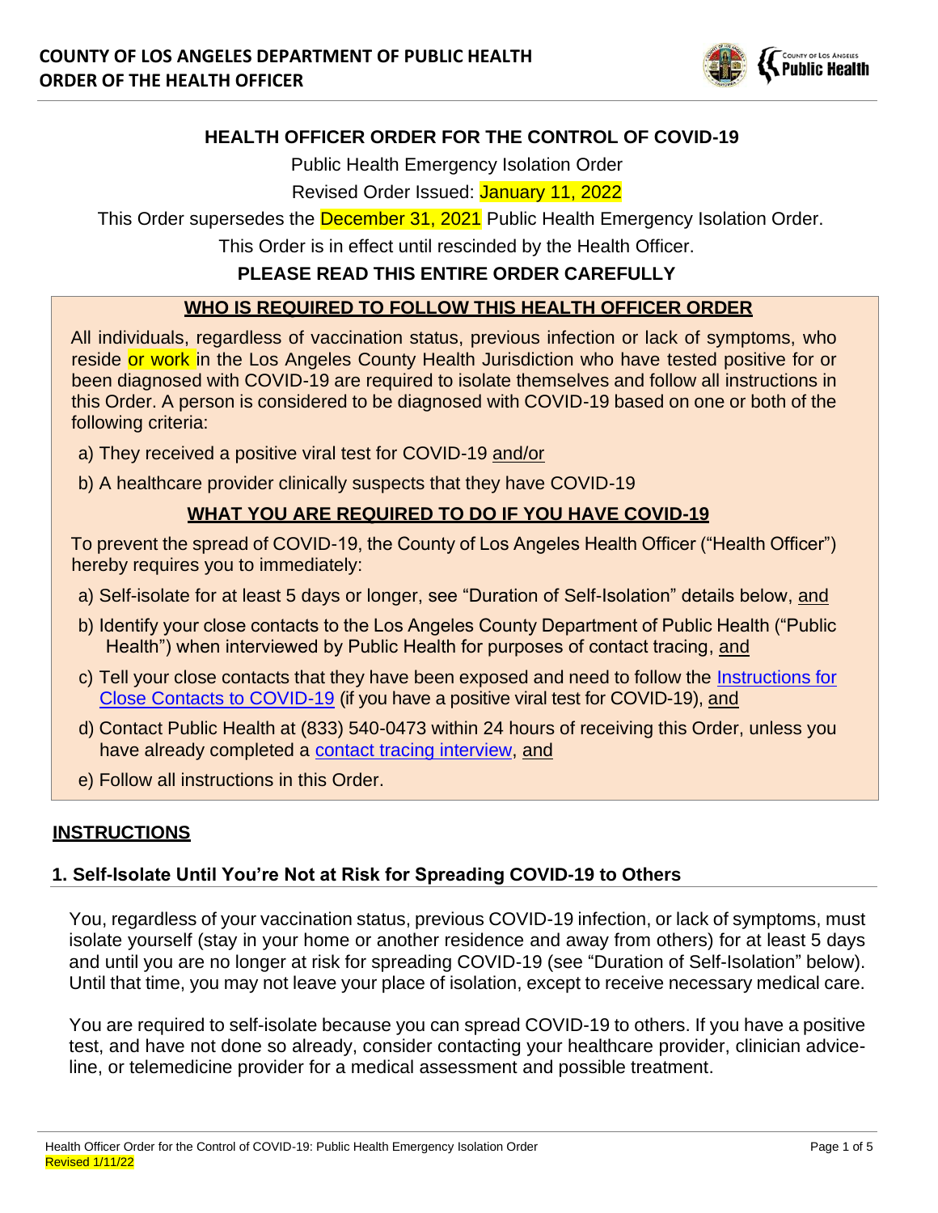# HEALTH OFFICER ORDER FOR THE CONTROL OF COVID-19

Public Health Emergency Isolation Order

Revised Order Issued: January 11, 2022

This Order supersedes the December 31, 2021 Public Health Emergency Isolation Order.

This Order is in effect until rescinded by the Health Officer.

**PLEASE READ THIS ENTIRE ORDER CAREFULLY**

## WHO IS REQUIRED TO FOLLOW THIS HEALTH OFFICER ORDER

All individuals, regardless of vaccination status, previous infection or lack of symptoms, who reside or work in the Los Angeles County Health Jurisdiction who have tested positive for or been diagnosed with COVID-19 are required to isolate themselves and follow all instructions in this Order. A person is considered to be diagnosed with COVID-19 based on one or both of the following criteria:

a) They received a positive viral test for COVID-19 and/or

b) A healthcare provider clinically suspects that they have COVID-19

## WHAT YOU ARE REQUIRED TO DO IF YOU HAVE COVID-19

To prevent the spread of COVID-19, the County of Los Angeles Health Officer ("Health Officer") hereby requires you to immediately:

a) Self-isolate for at least 5 days or longer, see "Duration of Self-Isolation" details below, and

b) Identify your close contacts to the Los Angeles County Department of Public Health ("Public Health") when interviewed by Public Health for purposes of contact tracing, and

c) Tell your close contacts that they have been exposed and need to follow the Instructions for Close Contacts to COVID-19 (if you have a positive viral test for COVID-19), and

d) Contact Public Health at (833) 540-0473 within 24 hours of receiving this Order, unless you have already completed a contact tracing interview, and

e) Follow all instructions in this Order.

## INSTRUCTIONS

### 1. Self-Isolate Until You're Not at Risk for Spreading COVID-19 to Others

You, regardless of your vaccination status, previous COVID-19 infection, or lack of symptoms, must isolate yourself (stay in your home or another residence and away from others) for at least 5 days and until you are no longer at risk for spreading COVID-19 (see "Duration of Self-Isolation" below). Until that time, you may not leave your place of isolation, except to receive necessary medical care.

You are required to self-isolate because you can spread COVID-19 to others. If you have a positive test, and have not done so already, consider contacting your healthcare provider, clinician advice-line, or telemedicine provider for a medical assessment and possible treatment.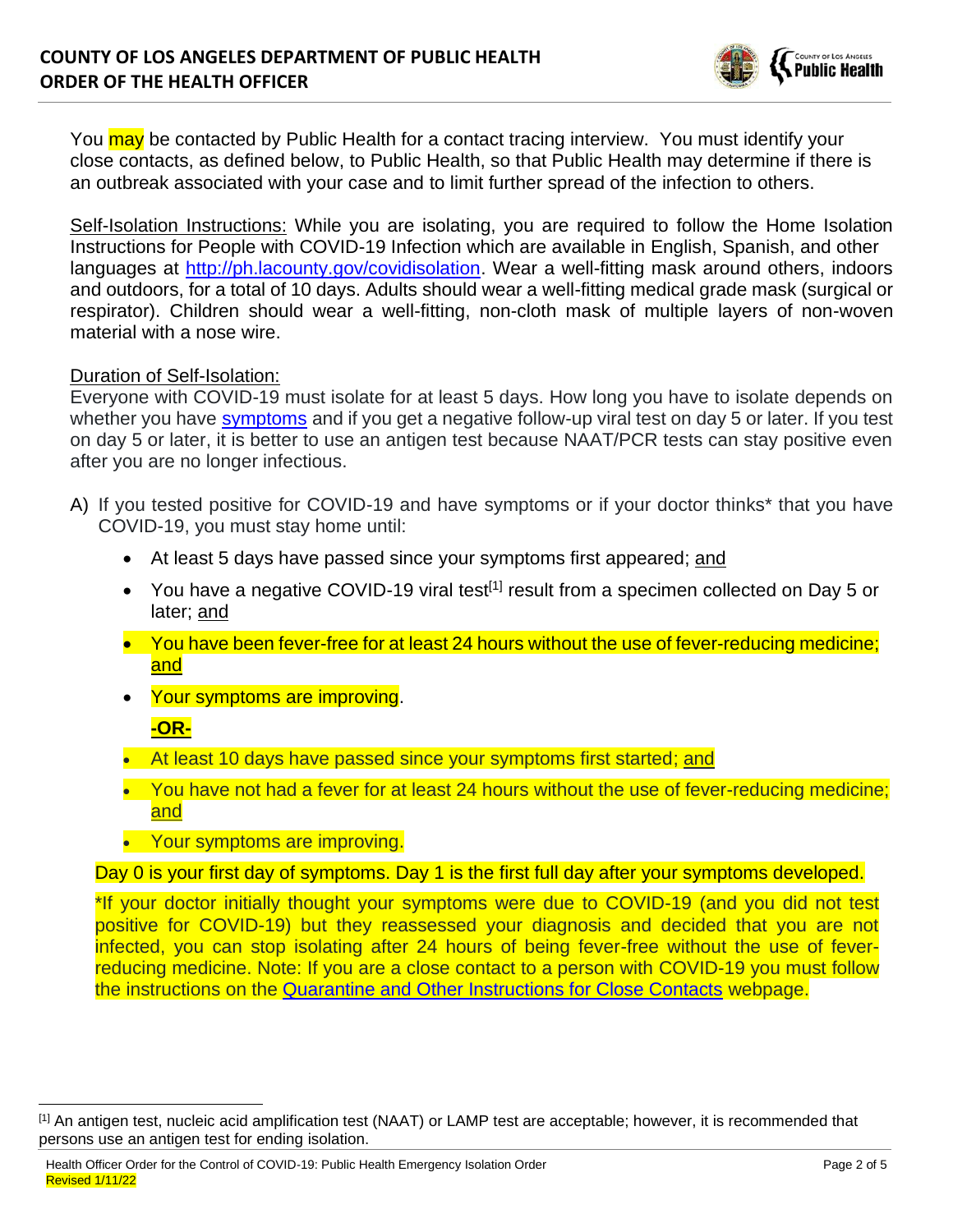You may be contacted by Public Health for a contact tracing interview. You must identify your close contacts, as defined below, to Public Health, so that Public Health may determine if there is an outbreak associated with your case and to limit further spread of the infection to others.

Self-Isolation Instructions: While you are isolating, you are required to follow the Home Isolation Instructions for People with COVID-19 Infection which are available in English, Spanish, and other languages at http://ph.lacounty.gov/covidisolation. Wear a well-fitting mask around others, indoors and outdoors, for a total of 10 days. Adults should wear a well-fitting medical grade mask (surgical or respirator). Children should wear a well-fitting, non-cloth mask of multiple layers of non-woven material with a nose wire.

Duration of Self-Isolation:
Everyone with COVID-19 must isolate for at least 5 days. How long you have to isolate depends on whether you have symptoms and if you get a negative follow-up viral test on day 5 or later. If you test on day 5 or later, it is better to use an antigen test because NAAT/PCR tests can stay positive even after you are no longer infectious.

A) If you tested positive for COVID-19 and have symptoms or if your doctor thinks* that you have COVID-19, you must stay home until:

- At least 5 days have passed since your symptoms first appeared; and
- You have a negative COVID-19 viral test[1] result from a specimen collected on Day 5 or later; and
- You have been fever-free for at least 24 hours without the use of fever-reducing medicine; and
- Your symptoms are improving.

  **-OR-**

- At least 10 days have passed since your symptoms first started; and
- You have not had a fever for at least 24 hours without the use of fever-reducing medicine; and
- Your symptoms are improving.

Day 0 is your first day of symptoms. Day 1 is the first full day after your symptoms developed.

*If your doctor initially thought your symptoms were due to COVID-19 (and you did not test positive for COVID-19) but they reassessed your diagnosis and decided that you are not infected, you can stop isolating after 24 hours of being fever-free without the use of fever-reducing medicine. Note: If you are a close contact to a person with COVID-19 you must follow the instructions on the Quarantine and Other Instructions for Close Contacts webpage.

[1] An antigen test, nucleic acid amplification test (NAAT) or LAMP test are acceptable; however, it is recommended that persons use an antigen test for ending isolation.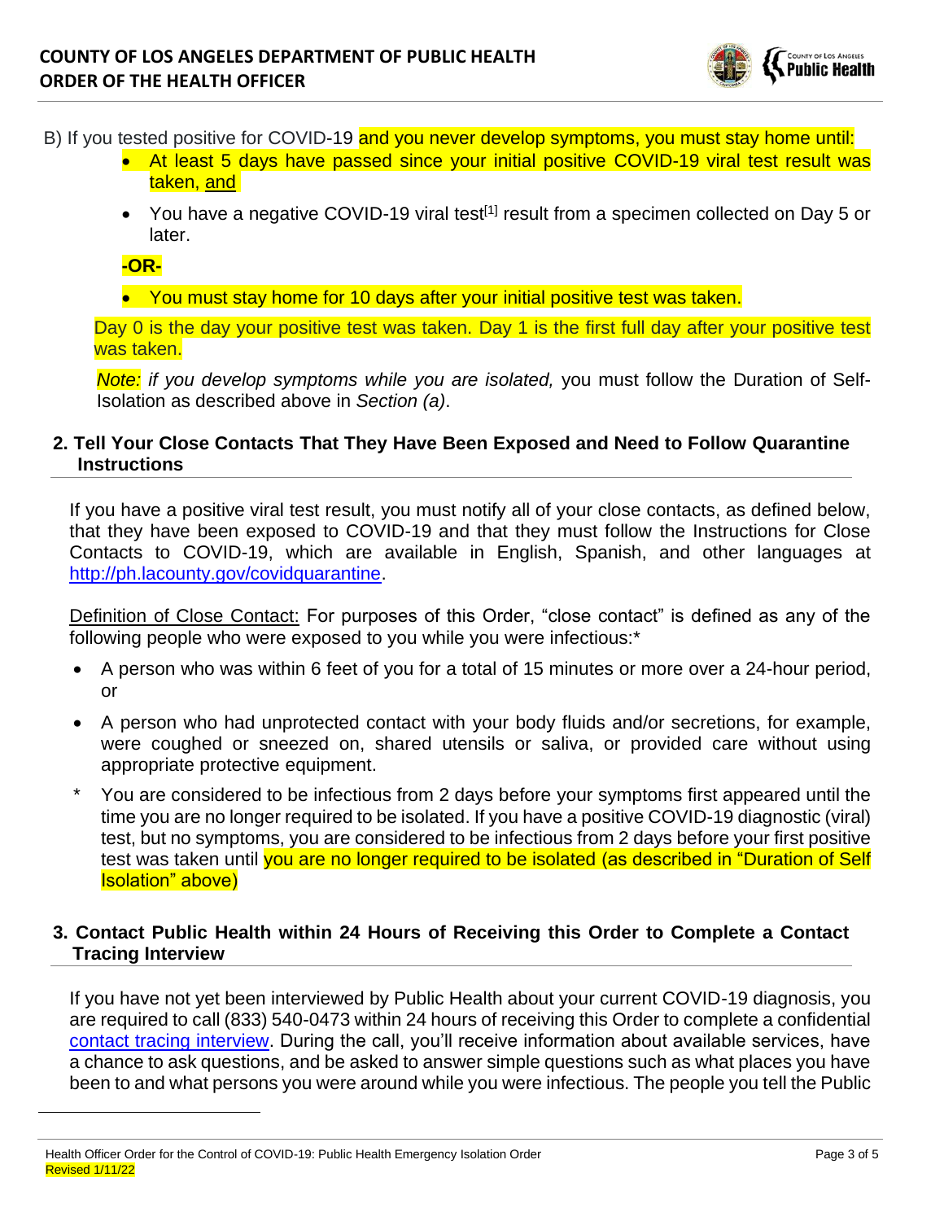B) If you tested positive for COVID-19 and you never develop symptoms, you must stay home until:

- At least 5 days have passed since your initial positive COVID-19 viral test result was taken, and
- You have a negative COVID-19 viral test[1] result from a specimen collected on Day 5 or later.

**-OR-**

- You must stay home for 10 days after your initial positive test was taken.

Day 0 is the day your positive test was taken. Day 1 is the first full day after your positive test was taken.

*Note: if you develop symptoms while you are isolated,* you must follow the Duration of Self-Isolation as described above in *Section (a)*.

## 2. Tell Your Close Contacts That They Have Been Exposed and Need to Follow Quarantine Instructions

If you have a positive viral test result, you must notify all of your close contacts, as defined below, that they have been exposed to COVID-19 and that they must follow the Instructions for Close Contacts to COVID-19, which are available in English, Spanish, and other languages at http://ph.lacounty.gov/covidquarantine.

Definition of Close Contact: For purposes of this Order, "close contact" is defined as any of the following people who were exposed to you while you were infectious:*

- A person who was within 6 feet of you for a total of 15 minutes or more over a 24-hour period, or
- A person who had unprotected contact with your body fluids and/or secretions, for example, were coughed or sneezed on, shared utensils or saliva, or provided care without using appropriate protective equipment.

\* You are considered to be infectious from 2 days before your symptoms first appeared until the time you are no longer required to be isolated. If you have a positive COVID-19 diagnostic (viral) test, but no symptoms, you are considered to be infectious from 2 days before your first positive test was taken until you are no longer required to be isolated (as described in "Duration of Self Isolation" above)

## 3. Contact Public Health within 24 Hours of Receiving this Order to Complete a Contact Tracing Interview

If you have not yet been interviewed by Public Health about your current COVID-19 diagnosis, you are required to call (833) 540-0473 within 24 hours of receiving this Order to complete a confidential contact tracing interview. During the call, you'll receive information about available services, have a chance to ask questions, and be asked to answer simple questions such as what places you have been to and what persons you were around while you were infectious. The people you tell the Public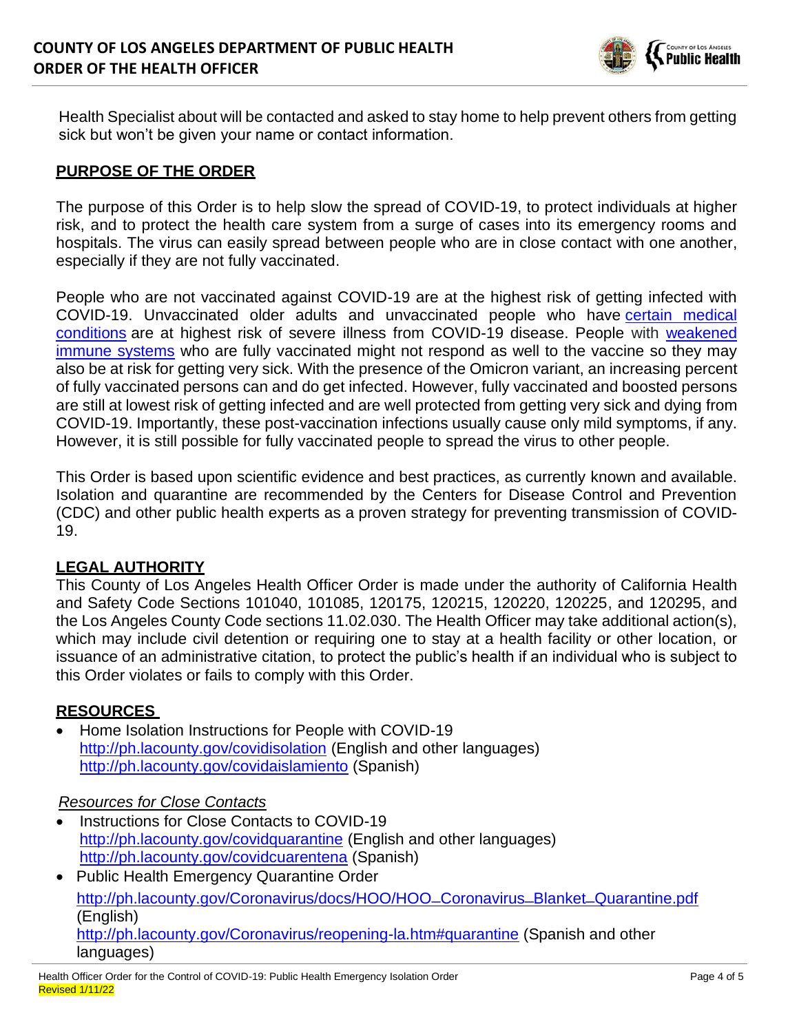Health Specialist about will be contacted and asked to stay home to help prevent others from getting sick but won't be given your name or contact information.

## PURPOSE OF THE ORDER

The purpose of this Order is to help slow the spread of COVID-19, to protect individuals at higher risk, and to protect the health care system from a surge of cases into its emergency rooms and hospitals. The virus can easily spread between people who are in close contact with one another, especially if they are not fully vaccinated.

People who are not vaccinated against COVID-19 are at the highest risk of getting infected with COVID-19. Unvaccinated older adults and unvaccinated people who have certain medical conditions are at highest risk of severe illness from COVID-19 disease. People with weakened immune systems who are fully vaccinated might not respond as well to the vaccine so they may also be at risk for getting very sick. With the presence of the Omicron variant, an increasing percent of fully vaccinated persons can and do get infected. However, fully vaccinated and boosted persons are still at lowest risk of getting infected and are well protected from getting very sick and dying from COVID-19. Importantly, these post-vaccination infections usually cause only mild symptoms, if any. However, it is still possible for fully vaccinated people to spread the virus to other people.

This Order is based upon scientific evidence and best practices, as currently known and available. Isolation and quarantine are recommended by the Centers for Disease Control and Prevention (CDC) and other public health experts as a proven strategy for preventing transmission of COVID-19.

## LEGAL AUTHORITY

This County of Los Angeles Health Officer Order is made under the authority of California Health and Safety Code Sections 101040, 101085, 120175, 120215, 120220, 120225, and 120295, and the Los Angeles County Code sections 11.02.030. The Health Officer may take additional action(s), which may include civil detention or requiring one to stay at a health facility or other location, or issuance of an administrative citation, to protect the public's health if an individual who is subject to this Order violates or fails to comply with this Order.

## RESOURCES

- Home Isolation Instructions for People with COVID-19
  http://ph.lacounty.gov/covidisolation (English and other languages)
  http://ph.lacounty.gov/covidaislamiento (Spanish)

*Resources for Close Contacts*

- Instructions for Close Contacts to COVID-19
  http://ph.lacounty.gov/covidquarantine (English and other languages)
  http://ph.lacounty.gov/covidcuarentena (Spanish)
- Public Health Emergency Quarantine Order
  http://ph.lacounty.gov/Coronavirus/docs/HOO/HOO_Coronavirus_Blanket_Quarantine.pdf (English)
  http://ph.lacounty.gov/Coronavirus/reopening-la.htm#quarantine (Spanish and other languages)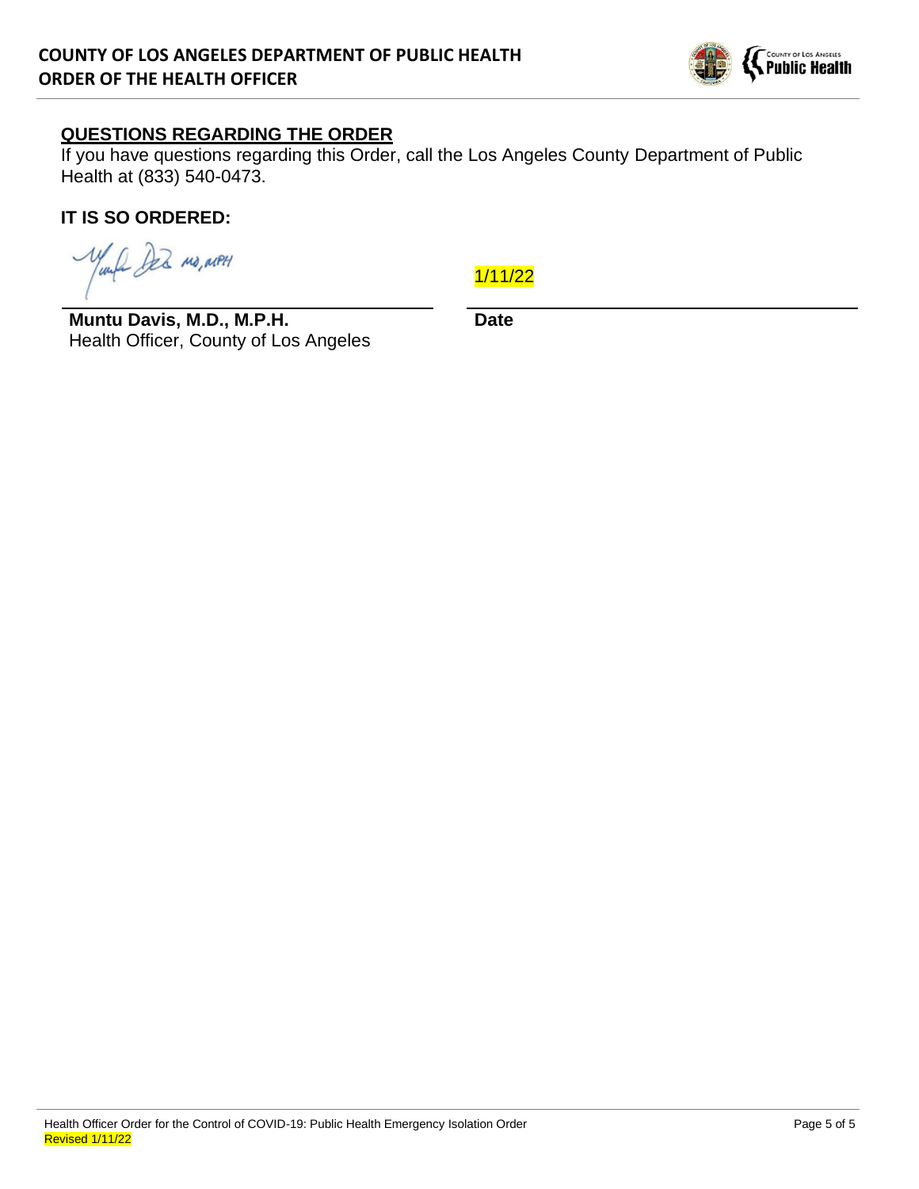## QUESTIONS REGARDING THE ORDER

If you have questions regarding this Order, call the Los Angeles County Department of Public Health at (833) 540-0473.

**IT IS SO ORDERED:**

1/11/22

**Muntu Davis, M.D., M.P.H.**
Health Officer, County of Los Angeles

**Date**